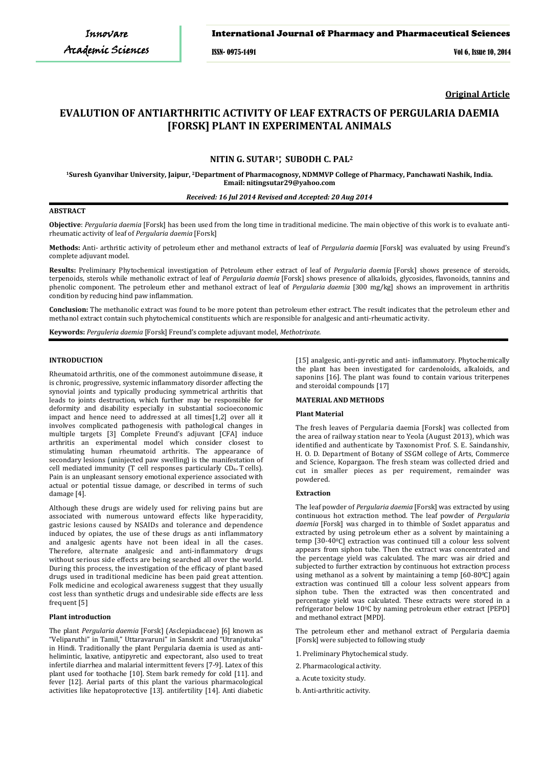**Original Article**

# EVALUTION OF ANTIARTHRITIC ACTIVITY OF LEAF EXTRACTS OF PERGULARIA DAEMIA [FORSK] PLANT IN EXPERIMENTAL ANIMALS

## NITIN G. SUTAR[1*], SUBODH C. PAL[2]

**[1]Suresh Gyanvihar University, Jaipur, [2]Department of Pharmacognosy, NDMMVP College of Pharmacy, Panchawati Nashik, India. Email: nitingsutar29@yahoo.com**

*Received: 16 Jul 2014 Revised and Accepted: 20 Aug 2014*

### ABSTRACT

**Objective**: *Pergularia daemia* [Forsk] has been used from the long time in traditional medicine. The main objective of this work is to evaluate anti-rheumatic activity of leaf of *Pergularia daemia* [Forsk]

**Methods:** Anti- arthritic activity of petroleum ether and methanol extracts of leaf of *Pergularia daemia* [Forsk] was evaluated by using Freund's complete adjuvant model.

**Results:** Preliminary Phytochemical investigation of Petroleum ether extract of leaf of *Pergularia daemia* [Forsk] shows presence of steroids, terpenoids, sterols while methanolic extract of leaf of *Pergularia daemia* [Forsk] shows presence of alkaloids, glycosides, flavonoids, tannins and phenolic component. The petroleum ether and methanol extract of leaf of *Pergularia daemia* [300 mg/kg] shows an improvement in arthritis condition by reducing hind paw inflammation.

**Conclusion:** The methanolic extract was found to be more potent than petroleum ether extract. The result indicates that the petroleum ether and methanol extract contain such phytochemical constituents which are responsible for analgesic and anti-rheumatic activity.

**Keywords:** *Perguleria daemia* [Forsk] Freund's complete adjuvant model, *Methotrixate.*

### INTRODUCTION

Rheumatoid arthritis, one of the commonest autoimmune disease, it is chronic, progressive, systemic inflammatory disorder affecting the synovial joints and typically producing symmetrical arthritis that leads to joints destruction, which further may be responsible for deformity and disability especially in substantial socioeconomic impact and hence need to addressed at all times[1,2] over all it involves complicated pathogenesis with pathological changes in multiple targets [3] Complete Freund's adjuvant [CFA] induce arthritis an experimental model which consider closest to stimulating human rheumatoid arthritis. The appearance of secondary lesions (uninjected paw swelling) is the manifestation of cell mediated immunity (T cell responses particularly $CD_{4+}$ T cells). Pain is an unpleasant sensory emotional experience associated with actual or potential tissue damage, or described in terms of such damage [4].

Although these drugs are widely used for reliving pains but are associated with numerous untoward effects like hyperacidity, gastric lesions caused by NSAIDs and tolerance and dependence induced by opiates, the use of these drugs as anti inflammatory and analgesic agents have not been ideal in all the cases. Therefore, alternate analgesic and anti-inflammatory drugs without serious side effects are being searched all over the world. During this process, the investigation of the efficacy of plant based drugs used in traditional medicine has been paid great attention. Folk medicine and ecological awareness suggest that they usually cost less than synthetic drugs and undesirable side effects are less frequent [5]

#### Plant introduction

The plant *Pergularia daemia* [Forsk] (Asclepiadaceae) [6] known as "Veliparuthi" in Tamil," Uttaravaruni" in Sanskrit and "Utranjutuka" in Hindi. Traditionally the plant Pergularia daemia is used as anti-helimintic, laxative, antipyretic and expectorant, also used to treat infertile diarrhea and malarial intermittent fevers [7-9]. Latex of this plant used for toothache [10]. Stem bark remedy for cold [11]. and fever [12]. Aerial parts of this plant the various pharmacological activities like hepatoprotective [13]. antifertility [14]. Anti diabetic [15] analgesic, anti-pyretic and anti- inflammatory. Phytochemically the plant has been investigated for cardenoloids, alkaloids, and saponins [16]. The plant was found to contain various triterpenes and steroidal compounds [17]

### MATERIAL AND METHODS

#### Plant Material

The fresh leaves of Pergularia daemia [Forsk] was collected from the area of railway station near to Yeola (August 2013), which was identified and authenticate by Taxonomist Prof. S. E. Saindanshiv, H. O. D. Department of Botany of SSGM college of Arts, Commerce and Science, Kopargaon. The fresh steam was collected dried and cut in smaller pieces as per requirement, remainder was powdered.

#### Extraction

The leaf powder of *Pergularia daemia* [Forsk] was extracted by using continuous hot extraction method. The leaf powder of *Pergularia daemia* [Forsk] was charged in to thimble of Soxlet apparatus and extracted by using petroleum ether as a solvent by maintaining a temp [30-40$^0$C] extraction was continued till a colour less solvent appears from siphon tube. Then the extract was concentrated and the percentage yield was calculated. The marc was air dried and subjected to further extraction by continuous hot extraction process using methanol as a solvent by maintaining a temp [60-80$^0$C] again extraction was continued till a colour less solvent appears from siphon tube. Then the extracted was then concentrated and percentage yield was calculated. These extracts were stored in a refrigerator below 10$^0$C by naming petroleum ether extract [PEPD] and methanol extract [MPD].

The petroleum ether and methanol extract of Pergularia daemia [Forsk] were subjected to following study

1. Preliminary Phytochemical study.
2. Pharmacological activity.
   a. Acute toxicity study.
   b. Anti-arthritic activity.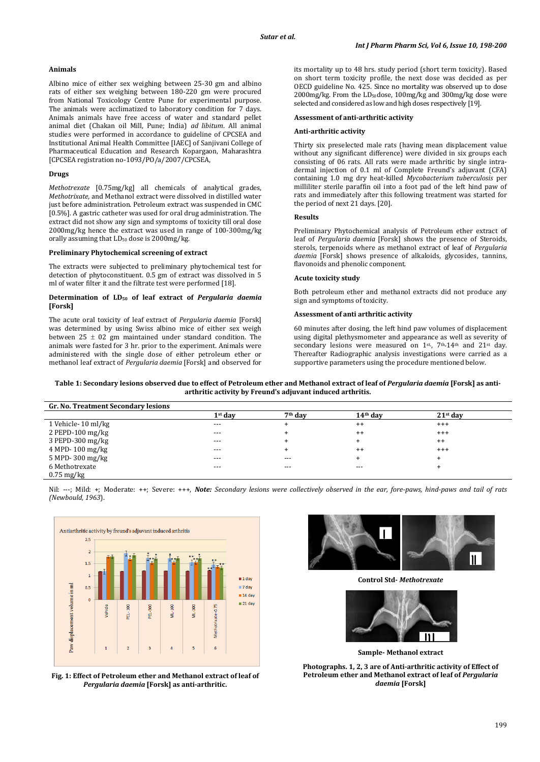### Animals

Albino mice of either sex weighing between 25-30 gm and albino rats of either sex weighing between 180-220 gm were procured from National Toxicology Centre Pune for experimental purpose. The animals were acclimatized to laboratory condition for 7 days. Animals animals have free access of water and standard pellet animal diet (Chakan oil Mill, Pune; India) *ad libitum*. All animal studies were performed in accordance to guideline of CPCSEA and Institutional Animal Health Committee [IAEC] of Sanjivani College of Pharmaceutical Education and Research Kopargaon, Maharashtra [CPCSEA registration no-1093/PO/a/2007/CPCSEA,

### Drugs

*Methotrexate* [0.75mg/kg] all chemicals of analytical grades, *Methothrixate*, and Methanol extract were dissolved in distilled water just before administration. Petroleum extract was suspended in CMC [0.5%]. A gastric catheter was used for oral drug administration. The extract did not show any sign and symptoms of toxicity till oral dose 2000mg/kg hence the extract was used in range of 100-300mg/kg orally assuming that $LD_{50}$ dose is 2000mg/kg.

### Preliminary Phytochemical screening of extract

The extracts were subjected to preliminary phytochemical test for detection of phytoconstituent. 0.5 gm of extract was dissolved in 5 ml of water filter it and the filtrate test were performed [18].

### Determination of $LD_{50}$ of leaf extract of *Pergularia daemia* [Forsk]

The acute oral toxicity of leaf extract of *Pergularia daemia* [Forsk] was determined by using Swiss albino mice of either sex weigh between 25 ± 02 gm maintained under standard condition. The animals were fasted for 3 hr. prior to the experiment. Animals were administered with the single dose of either petroleum ether or methanol leaf extract of *Pergularia daemia* [Forsk] and observed for its mortality up to 48 hrs. study period (short term toxicity). Based on short term toxicity profile, the next dose was decided as per OECD guideline No. 425. Since no mortality was observed up to dose 2000mg/kg. From the $LD_{50}$ dose, 100mg/kg and 300mg/kg dose were selected and considered as low and high doses respectively [19].

### Assessment of anti-arthritic activity

### Anti-arthritic activity

Thirty six preselected male rats (having mean displacement value without any significant difference) were divided in six groups each consisting of 06 rats. All rats were made arthritic by single intra-dermal injection of 0.1 ml of Complete Freund's adjuvant (CFA) containing 1.0 mg dry heat-killed *Mycobacterium tuberculosis* per milliliter sterile paraffin oil into a foot pad of the left hind paw of rats and immediately after this following treatment was started for the period of next 21 days. [20].

### Results

Preliminary Phytochemical analysis of Petroleum ether extract of leaf of *Pergularia daemia* [Forsk] shows the presence of Steroids, sterols, terpenoids where as methanol extract of leaf of *Pergularia daemia* [Forsk] shows presence of alkaloids, glycosides, tannins, flavonoids and phenolic component.

### Acute toxicity study

Both petroleum ether and methanol extracts did not produce any sign and symptoms of toxicity.

### Assessment of anti arthritic activity

60 minutes after dosing, the left hind paw volumes of displacement using digital plethysmometer and appearance as well as severity of secondary lesions were measured on 1st, 7th, 14th and 21st day. Thereafter Radiographic analysis investigations were carried as a supportive parameters using the procedure mentioned below.

**Table 1: Secondary lesions observed due to effect of Petroleum ether and Methanol extract of leaf of *Pergularia daemia* [Forsk] as anti-arthritic activity by Freund's adjuvant induced arthritis.**

| Gr. No. Treatment Secondary lesions | 1st day | 7th day | 14th day | 21st day |
|---|---|---|---|---|
| 1 Vehicle- 10 ml/kg | --- | + | ++ | +++ |
| 2 PEPD-100 mg/kg | --- | + | ++ | +++ |
| 3 PEPD-300 mg/kg | --- | + | + | ++ |
| 4 MPD- 100 mg/kg | --- | + | ++ | +++ |
| 5 MPD- 300 mg/kg | --- | --- | + | + |
| 6 Methotrexate 0.75 mg/kg | --- | --- | --- | + |

Nil: ---; Mild: +; Moderate: ++; Severe: +++, ***Note:*** *Secondary lesions were collectively observed in the ear, fore-paws, hind-paws and tail of rats (Newbould, 1963).*

**Fig. 1: Effect of Petroleum ether and Methanol extract of leaf of *Pergularia daemia* [Forsk] as anti-arthritic.**

Control Std- *Methotrexate*

Sample- Methanol extract

**Photographs. 1, 2, 3 are of Anti-arthritic activity of Effect of Petroleum ether and Methanol extract of leaf of *Pergularia daemia* [Forsk]**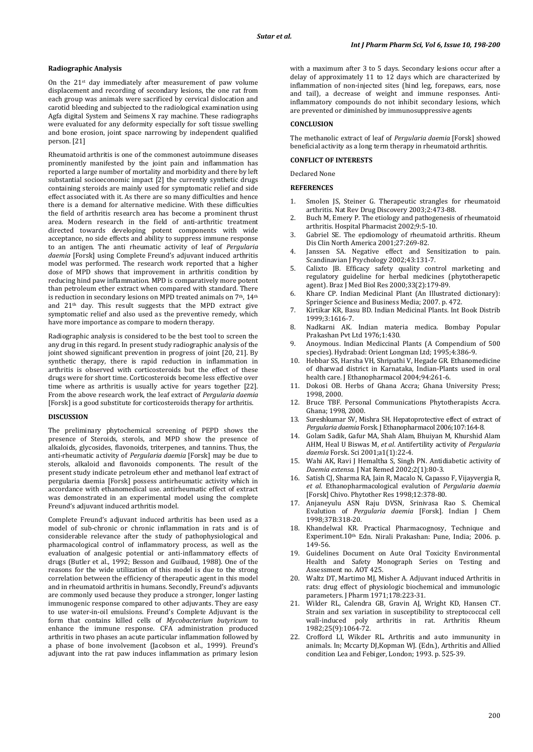### Radiographic Analysis

On the 21st day immediately after measurement of paw volume displacement and recording of secondary lesions, the one rat from each group was animals were sacrificed by cervical dislocation and carotid bleeding and subjected to the radiological examination using Agfa digital System and Seimens X ray machine. These radiographs were evaluated for any deformity especially for soft tissue swelling and bone erosion, joint space narrowing by independent qualified person. [21]

Rheumatoid arthritis is one of the commonest autoimmune diseases prominently manifested by the joint pain and inflammation has reported a large number of mortality and morbidity and there by left substantial socioeconomic impact [2] the currently synthetic drugs containing steroids are mainly used for symptomatic relief and side effect associated with it. As there are so many difficulties and hence there is a demand for alternative medicine. With these difficulties the field of arthritis research area has become a prominent thrust area. Modern research in the field of anti-arthritic treatment directed towards developing potent components with wide acceptance, no side effects and ability to suppress immune response to an antigen. The anti rheumatic activity of leaf of *Pergularia daemia* [Forsk] using Complete Freund's adjuvant induced arthritis model was performed. The research work reported that a higher dose of MPD shows that improvement in arthritis condition by reducing hind paw inflammation. MPD is comparatively more potent than petroleum ether extract when compared with standard. There is reduction in secondary lesions on MPD treated animals on 7th, 14th and 21th day. This result suggests that the MPD extract give symptomatic relief and also used as the preventive remedy, which have more importance as compare to modern therapy.

Radiographic analysis is considered to be the best tool to screen the any drug in this regard. In present study radiographic analysis of the joint showed significant prevention in progress of joint [20, 21]. By synthetic therapy, there is rapid reduction in inflammation in arthritis is observed with corticosteroids but the effect of these drugs were for short time. Corticosteroids become less effective over time where as arthritis is usually active for years together [22]. From the above research work, the leaf extract of *Pergularia daemia* [Forsk] is a good substitute for corticosteroids therapy for arthritis.

## DISCUSSION

The preliminary phytochemical screening of PEPD shows the presence of Steroids, sterols, and MPD show the presence of alkaloids, glycosides, flavonoids, triterpenes, and tannins. Thus, the anti-rheumatic activity of *Pergularia daemia* [Forsk] may be due to sterols, alkaloid and flavonoids components. The result of the present study indicate petroleum ether and methanol leaf extract of pergularia daemia [Forsk] possess antirheumatic activity which in accordance with ethanomedical use. antirheumatic effect of extract was demonstrated in an experimental model using the complete Freund's adjuvant induced arthritis model.

Complete Freund's adjuvant induced arthritis has been used as a model of sub-chronic or chronic inflammation in rats and is of considerable relevance after the study of pathophysiological and pharmacological control of inflammatory process, as well as the evaluation of analgesic potential or anti-inflammatory effects of drugs (Butler et al., 1992; Besson and Guilbaud, 1988). One of the reasons for the wide utilization of this model is due to the strong correlation between the efficiency of therapeutic agent in this model and in rheumatoid arthritis in humans. Secondly, Freund's adjuvants are commonly used because they produce a stronger, longer lasting immunogenic response compared to other adjuvants. They are easy to use water-in-oil emulsions. Freund's Complete Adjuvant is the form that contains killed cells of *Mycobacterium butyricum* to enhance the immune response. CFA administration produced arthritis in two phases an acute particular inflammation followed by a phase of bone involvement (Jacobson et al., 1999). Freund's adjuvant into the rat paw induces inflammation as primary lesion with a maximum after 3 to 5 days. Secondary lesions occur after a delay of approximately 11 to 12 days which are characterized by inflammation of non-injected sites (hind leg, forepaws, ears, nose and tail), a decrease of weight and immune responses. Anti-inflammatory compounds do not inhibit secondary lesions, which are prevented or diminished by immunosuppressive agents

## CONCLUSION

The methanolic extract of leaf of *Pergularia daemia* [Forsk] showed beneficial activity as a long term therapy in rheumatoid arthritis.

## CONFLICT OF INTERESTS

Declared None

## REFERENCES

1. Smolen JS, Steiner G. Therapeutic strangles for rheumatoid arthritis. Nat Rev Drug Discovery 2003;2:473-88.
2. Buch M, Emery P. The etiology and pathogenesis of rheumatoid arthritis. Hospital Pharmacist 2002;9:5-10.
3. Gabriel SE. The epdiomology of rheumatoid arthritis. Rheum Dis Clin North America 2001;27:269-82.
4. Janssen SA. Negative effect and Sensitization to pain. Scandinavian J Psychology 2002;43:131-7.
5. Calixto JB. Efficacy safety quality control marketing and regulatory guideline for herbal medicines (phytotherapetic agent). Braz J Med Biol Res 2000;33(2):179-89.
6. Khare CP. Indian Medicinal Plant (An Illustrated dictionary): Springer Science and Business Media; 2007. p. 472.
7. Kirtikar KR, Basu BD. Indian Medicinal Plants. Int Book Distrib 1999;3:1616-7.
8. Nadkarni AK. Indian materia medica. Bombay Popular Prakashan Pvt Ltd 1976;1:430.
9. Anoymous. Indian Mediccinal Plants (A Compendium of 500 species). Hydrabad: Orient Longman Ltd; 1995;4:386-9.
10. Hebbar SS, Harsha VH, Shripathi V, Hegade GR. Ethanomedicine of dharwad district in Karnataka, Indian-Plants used in oral health care. J Ethanopharmacol 2004;94:261-6.
11. Dokosi OB. Herbs of Ghana Accra; Ghana University Press; 1998, 2000.
12. Bruce TBF. Personal Communications Phytotherapists Accra. Ghana; 1998, 2000.
13. Sureshkumar SV, Mishra SH. Hepatoprotective effect of extract of *Pergularia daemia* Forsk. J Ethanopharmacol 2006;107:164-8.
14. Golam Sadik, Gafur MA, Shah Alam, Bhuiyan M, Khurshid Alam AHM, Heal U Biswas M, *et al*. Antifertility activity of *Pergularia daemia* Forsk. Sci 2001;a1(1):22-4.
15. Wahi AK, Ravi J Hemaltha S, Singh PN. Antidiabetic activity of *Daemia extensa*. J Nat Remed 2002;2(1):80-3.
16. Satish CJ, Sharma RA, Jain R, Macalo N, Capasso F, Vijayvergia R, *et al*. Ethanopharmacological evalution of *Pergularia daemia* [Forsk] Chivo. Phytother Res 1998;12:378-80.
17. Anjaneyulu ASN Raju DVSN, Srinivasa Rao S. Chemical Evaluation of *Pergularia daemia* [Forsk]. Indian J Chem 1998;37B:318-20.
18. Khandelwal KR. Practical Pharmacognosy, Technique and Experiment.10th Edn. Nirali Prakashan: Pune, India; 2006. p. 149-56.
19. Guidelines Document on Acute Oral Toxicity Environmental Health and Safety Monograph Series on Testing and Assessment no. AOT 425.
20. Waltz DT, Martimo MJ, Misher A. Adjuvant induced Arthritis in rats: drug effect of physiologic biochemical and immunologic parameters. J Pharm 1971;178:223-31.
21. Wilder RL, Calendra GB, Gravin AJ, Wright KD, Hansen CT. Strain and sex variation in susceptibility to streptococcal cell wall-induced poly arthritis in rat. Arthritis Rheum 1982;25(9):1064-72.
22. Crofford LI, Wikder RL. Arthritis and auto immununity in animals. In; Mccarty DJ,Kopman WJ. (Edn.), Arthritis and Allied condition Lea and Febiger, London; 1993. p. 525-39.